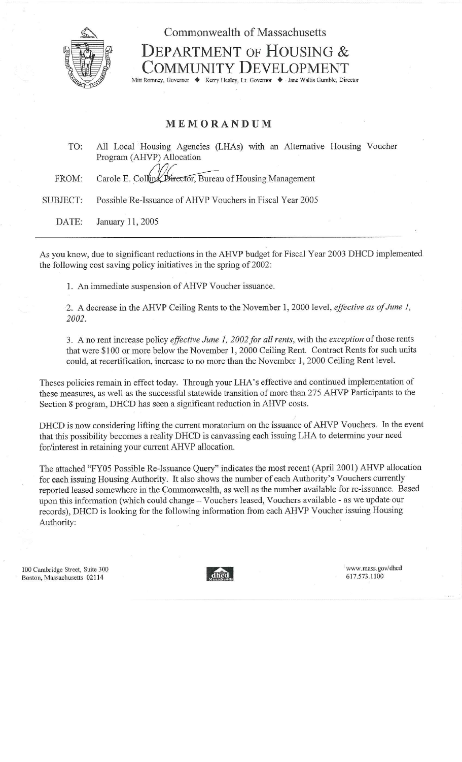Commonwealth of Massachusetts

# DEPARTMENT OF HOUSING & COMMUNITY DEVELOPMENT

Mitt Romney, Governor ◆ Kerry Healey, Lt. Governor ◆ Jane Wallis Gumble, Director

## MEMORANDUM

TO: All Local Housing Agencies (LHAs) with an Alternative Housing Voucher Program (AHVP) Allocation

FROM: Carole E. Collins, Director, Bureau of Housing Management

SUBJECT: Possible Re-Issuance of AHVP Vouchers in Fiscal Year 2005

DATE: January 11, 2005

---

As you know, due to significant reductions in the AHVP budget for Fiscal Year 2003 DHCD implemented the following cost saving policy initiatives in the spring of 2002:

1. An immediate suspension of AHVP Voucher issuance.

2. A decrease in the AHVP Ceiling Rents to the November 1, 2000 level, *effective as of June 1, 2002.*

3. A no rent increase policy *effective June 1, 2002 for all rents*, with the *exception* of those rents that were $100 or more below the November 1, 2000 Ceiling Rent. Contract Rents for such units could, at recertification, increase to no more than the November 1, 2000 Ceiling Rent level.

Theses policies remain in effect today. Through your LHA's effective and continued implementation of these measures, as well as the successful statewide transition of more than 275 AHVP Participants to the Section 8 program, DHCD has seen a significant reduction in AHVP costs.

DHCD is now considering lifting the current moratorium on the issuance of AHVP Vouchers. In the event that this possibility becomes a reality DHCD is canvassing each issuing LHA to determine your need for/interest in retaining your current AHVP allocation.

The attached "FY05 Possible Re-Issuance Query" indicates the most recent (April 2001) AHVP allocation for each issuing Housing Authority. It also shows the number of each Authority's Vouchers currently reported leased somewhere in the Commonwealth, as well as the number available for re-issuance. Based upon this information (which could change – Vouchers leased, Vouchers available - as we update our records), DHCD is looking for the following information from each AHVP Voucher issuing Housing Authority:

100 Cambridge Street, Suite 300
Boston, Massachusetts 02114

www.mass.gov/dhcd
617.573.1100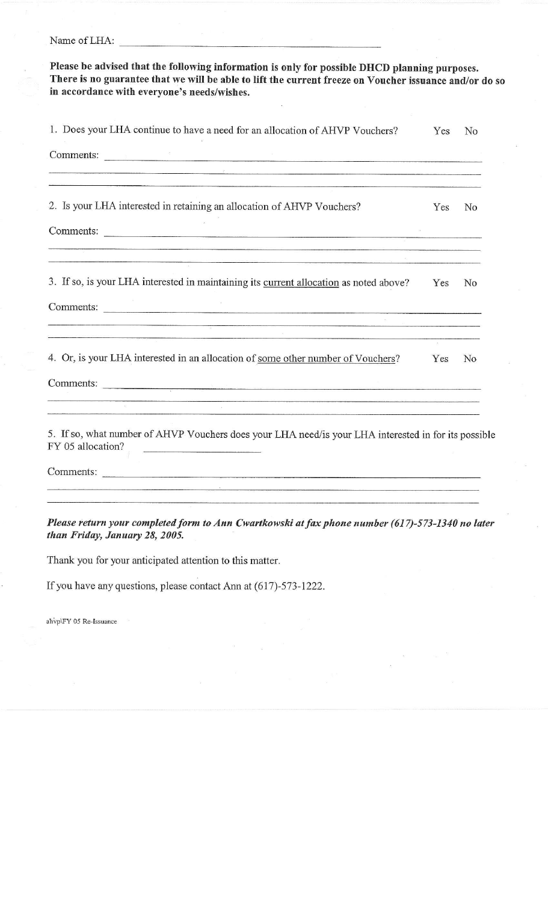Name of LHA: ______________________________

**Please be advised that the following information is only for possible DHCD planning purposes. There is no guarantee that we will be able to lift the current freeze on Voucher issuance and/or do so in accordance with everyone's needs/wishes.**

1. Does your LHA continue to have a need for an allocation of AHVP Vouchers? Yes No

Comments: ______________________________

2. Is your LHA interested in retaining an allocation of AHVP Vouchers? Yes No

Comments: ______________________________

3. If so, is your LHA interested in maintaining its current allocation as noted above? Yes No

Comments: ______________________________

4. Or, is your LHA interested in an allocation of some other number of Vouchers? Yes No

Comments: ______________________________

5. If so, what number of AHVP Vouchers does your LHA need/is your LHA interested in for its possible FY 05 allocation? ____________

Comments: ______________________________

***Please return your completed form to Ann Cwartkowski at fax phone number (617)-573-1340 no later than Friday, January 28, 2005.***

Thank you for your anticipated attention to this matter.

If you have any questions, please contact Ann at (617)-573-1222.

ahvp\FY 05 Re-Issuance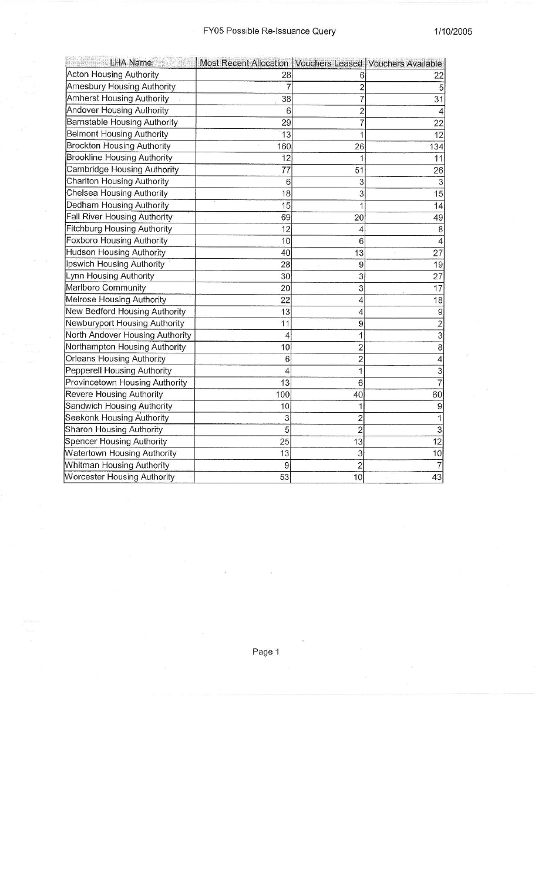# FY05 Possible Re-Issuance Query

1/10/2005

| LHA Name | Most Recent Allocation | Vouchers Leased | Vouchers Available |
|---|---|---|---|
| Acton Housing Authority | 28 | 6 | 22 |
| Amesbury Housing Authority | 7 | 2 | 5 |
| Amherst Housing Authority | 38 | 7 | 31 |
| Andover Housing Authority | 6 | 2 | 4 |
| Barnstable Housing Authority | 29 | 7 | 22 |
| Belmont Housing Authority | 13 | 1 | 12 |
| Brockton Housing Authority | 160 | 26 | 134 |
| Brookline Housing Authority | 12 | 1 | 11 |
| Cambridge Housing Authority | 77 | 51 | 26 |
| Charlton Housing Authority | 6 | 3 | 3 |
| Chelsea Housing Authority | 18 | 3 | 15 |
| Dedham Housing Authority | 15 | 1 | 14 |
| Fall River Housing Authority | 69 | 20 | 49 |
| Fitchburg Housing Authority | 12 | 4 | 8 |
| Foxboro Housing Authority | 10 | 6 | 4 |
| Hudson Housing Authority | 40 | 13 | 27 |
| Ipswich Housing Authority | 28 | 9 | 19 |
| Lynn Housing Authority | 30 | 3 | 27 |
| Marlboro Community | 20 | 3 | 17 |
| Melrose Housing Authority | 22 | 4 | 18 |
| New Bedford Housing Authority | 13 | 4 | 9 |
| Newburyport Housing Authority | 11 | 9 | 2 |
| North Andover Housing Authority | 4 | 1 | 3 |
| Northampton Housing Authority | 10 | 2 | 8 |
| Orleans Housing Authority | 6 | 2 | 4 |
| Pepperell Housing Authority | 4 | 1 | 3 |
| Provincetown Housing Authority | 13 | 6 | 7 |
| Revere Housing Authority | 100 | 40 | 60 |
| Sandwich Housing Authority | 10 | 1 | 9 |
| Seekonk Housing Authority | 3 | 2 | 1 |
| Sharon Housing Authority | 5 | 2 | 3 |
| Spencer Housing Authority | 25 | 13 | 12 |
| Watertown Housing Authority | 13 | 3 | 10 |
| Whitman Housing Authority | 9 | 2 | 7 |
| Worcester Housing Authority | 53 | 10 | 43 |